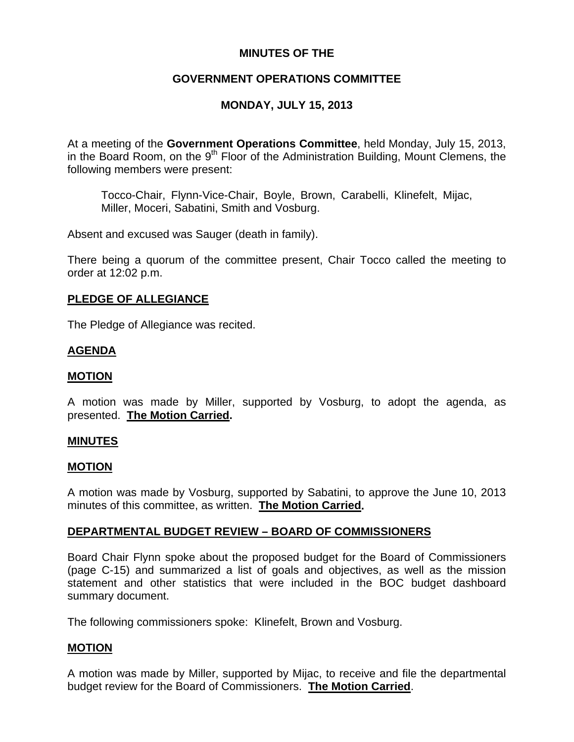**MINUTES OF THE**

**GOVERNMENT OPERATIONS COMMITTEE**

**MONDAY, JULY 15, 2013**

At a meeting of the **Government Operations Committee**, held Monday, July 15, 2013, in the Board Room, on the 9th Floor of the Administration Building, Mount Clemens, the following members were present:

> Tocco-Chair, Flynn-Vice-Chair, Boyle, Brown, Carabelli, Klinefelt, Mijac, Miller, Moceri, Sabatini, Smith and Vosburg.

Absent and excused was Sauger (death in family).

There being a quorum of the committee present, Chair Tocco called the meeting to order at 12:02 p.m.

**PLEDGE OF ALLEGIANCE**

The Pledge of Allegiance was recited.

**AGENDA**

**MOTION**

A motion was made by Miller, supported by Vosburg, to adopt the agenda, as presented. **The Motion Carried.**

**MINUTES**

**MOTION**

A motion was made by Vosburg, supported by Sabatini, to approve the June 10, 2013 minutes of this committee, as written. **The Motion Carried.**

**DEPARTMENTAL BUDGET REVIEW – BOARD OF COMMISSIONERS**

Board Chair Flynn spoke about the proposed budget for the Board of Commissioners (page C-15) and summarized a list of goals and objectives, as well as the mission statement and other statistics that were included in the BOC budget dashboard summary document.

The following commissioners spoke: Klinefelt, Brown and Vosburg.

**MOTION**

A motion was made by Miller, supported by Mijac, to receive and file the departmental budget review for the Board of Commissioners. **The Motion Carried**.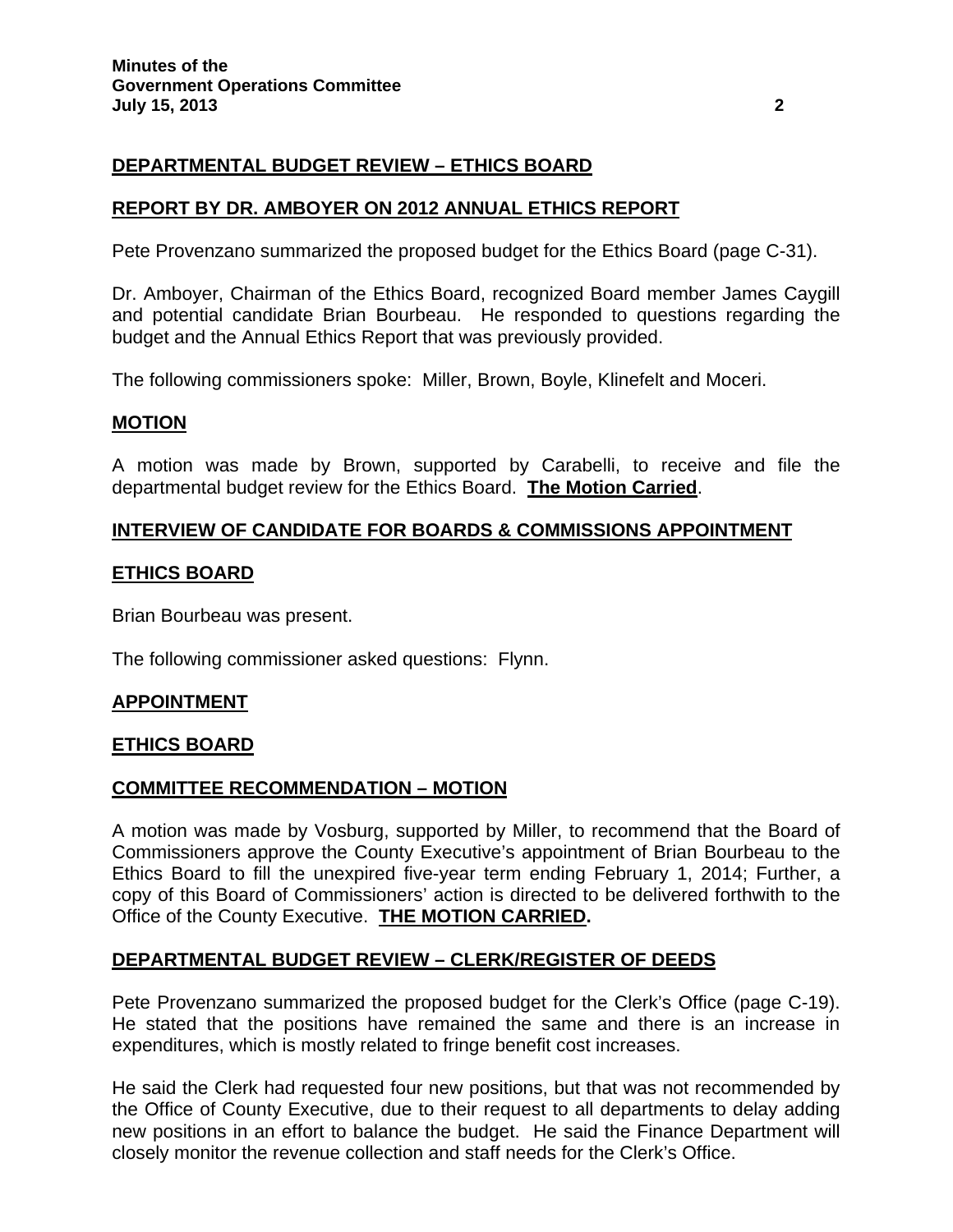## DEPARTMENTAL BUDGET REVIEW – ETHICS BOARD

## REPORT BY DR. AMBOYER ON 2012 ANNUAL ETHICS REPORT

Pete Provenzano summarized the proposed budget for the Ethics Board (page C-31).

Dr. Amboyer, Chairman of the Ethics Board, recognized Board member James Caygill and potential candidate Brian Bourbeau. He responded to questions regarding the budget and the Annual Ethics Report that was previously provided.

The following commissioners spoke: Miller, Brown, Boyle, Klinefelt and Moceri.

## MOTION

A motion was made by Brown, supported by Carabelli, to receive and file the departmental budget review for the Ethics Board. **The Motion Carried**.

## INTERVIEW OF CANDIDATE FOR BOARDS & COMMISSIONS APPOINTMENT

## ETHICS BOARD

Brian Bourbeau was present.

The following commissioner asked questions: Flynn.

## APPOINTMENT

## ETHICS BOARD

## COMMITTEE RECOMMENDATION – MOTION

A motion was made by Vosburg, supported by Miller, to recommend that the Board of Commissioners approve the County Executive's appointment of Brian Bourbeau to the Ethics Board to fill the unexpired five-year term ending February 1, 2014; Further, a copy of this Board of Commissioners' action is directed to be delivered forthwith to the Office of the County Executive. **THE MOTION CARRIED.**

## DEPARTMENTAL BUDGET REVIEW – CLERK/REGISTER OF DEEDS

Pete Provenzano summarized the proposed budget for the Clerk's Office (page C-19). He stated that the positions have remained the same and there is an increase in expenditures, which is mostly related to fringe benefit cost increases.

He said the Clerk had requested four new positions, but that was not recommended by the Office of County Executive, due to their request to all departments to delay adding new positions in an effort to balance the budget. He said the Finance Department will closely monitor the revenue collection and staff needs for the Clerk's Office.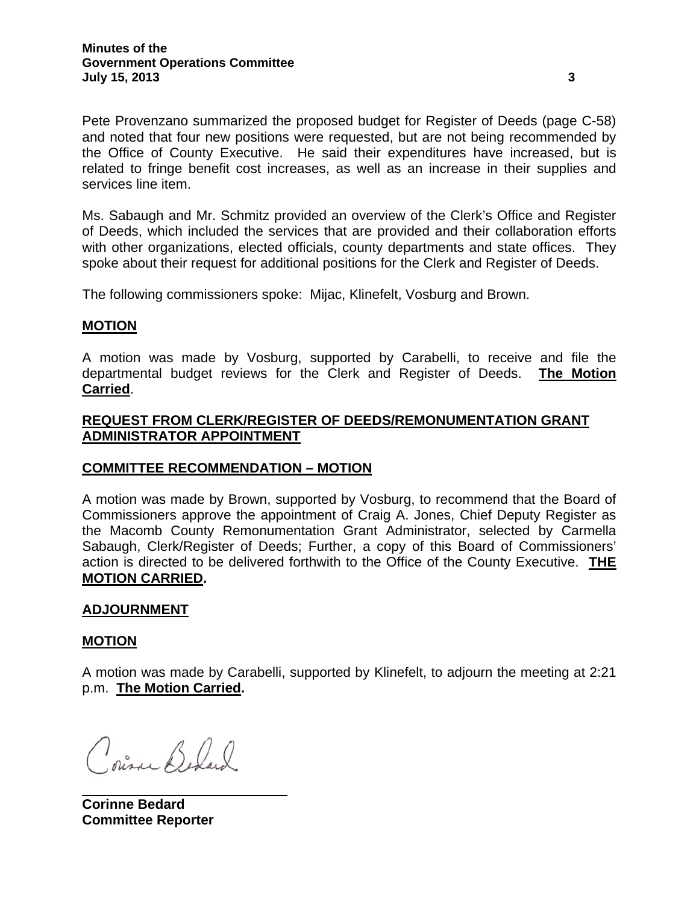Pete Provenzano summarized the proposed budget for Register of Deeds (page C-58) and noted that four new positions were requested, but are not being recommended by the Office of County Executive. He said their expenditures have increased, but is related to fringe benefit cost increases, as well as an increase in their supplies and services line item.

Ms. Sabaugh and Mr. Schmitz provided an overview of the Clerk's Office and Register of Deeds, which included the services that are provided and their collaboration efforts with other organizations, elected officials, county departments and state offices. They spoke about their request for additional positions for the Clerk and Register of Deeds.

The following commissioners spoke: Mijac, Klinefelt, Vosburg and Brown.

**MOTION**

A motion was made by Vosburg, supported by Carabelli, to receive and file the departmental budget reviews for the Clerk and Register of Deeds. **The Motion Carried**.

**REQUEST FROM CLERK/REGISTER OF DEEDS/REMONUMENTATION GRANT ADMINISTRATOR APPOINTMENT**

**COMMITTEE RECOMMENDATION – MOTION**

A motion was made by Brown, supported by Vosburg, to recommend that the Board of Commissioners approve the appointment of Craig A. Jones, Chief Deputy Register as the Macomb County Remonumentation Grant Administrator, selected by Carmella Sabaugh, Clerk/Register of Deeds; Further, a copy of this Board of Commissioners' action is directed to be delivered forthwith to the Office of the County Executive. **THE MOTION CARRIED.**

**ADJOURNMENT**

**MOTION**

A motion was made by Carabelli, supported by Klinefelt, to adjourn the meeting at 2:21 p.m. **The Motion Carried.**

Corinne Bedard

**Corinne Bedard**
**Committee Reporter**